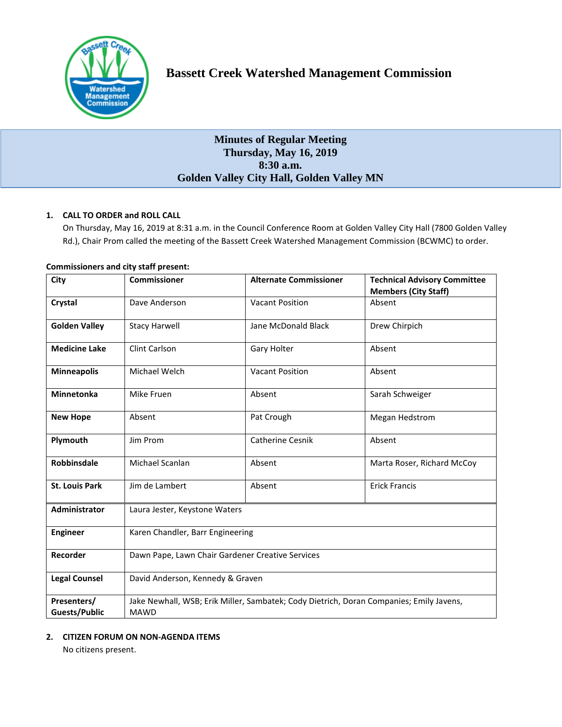# Bassett Creek Watershed Management Commission

## Minutes of Regular Meeting
## Thursday, May 16, 2019
## 8:30 a.m.
## Golden Valley City Hall, Golden Valley MN

### 1. CALL TO ORDER and ROLL CALL

On Thursday, May 16, 2019 at 8:31 a.m. in the Council Conference Room at Golden Valley City Hall (7800 Golden Valley Rd.), Chair Prom called the meeting of the Bassett Creek Watershed Management Commission (BCWMC) to order.

**Commissioners and city staff present:**

| City | Commissioner | Alternate Commissioner | Technical Advisory Committee Members (City Staff) |
|---|---|---|---|
| **Crystal** | Dave Anderson | Vacant Position | Absent |
| **Golden Valley** | Stacy Harwell | Jane McDonald Black | Drew Chirpich |
| **Medicine Lake** | Clint Carlson | Gary Holter | Absent |
| **Minneapolis** | Michael Welch | Vacant Position | Absent |
| **Minnetonka** | Mike Fruen | Absent | Sarah Schweiger |
| **New Hope** | Absent | Pat Crough | Megan Hedstrom |
| **Plymouth** | Jim Prom | Catherine Cesnik | Absent |
| **Robbinsdale** | Michael Scanlan | Absent | Marta Roser, Richard McCoy |
| **St. Louis Park** | Jim de Lambert | Absent | Erick Francis |
| **Administrator** | Laura Jester, Keystone Waters | | |
| **Engineer** | Karen Chandler, Barr Engineering | | |
| **Recorder** | Dawn Pape, Lawn Chair Gardener Creative Services | | |
| **Legal Counsel** | David Anderson, Kennedy & Graven | | |
| **Presenters/ Guests/Public** | Jake Newhall, WSB; Erik Miller, Sambatek; Cody Dietrich, Doran Companies; Emily Javens, MAWD | | |

### 2. CITIZEN FORUM ON NON-AGENDA ITEMS

No citizens present.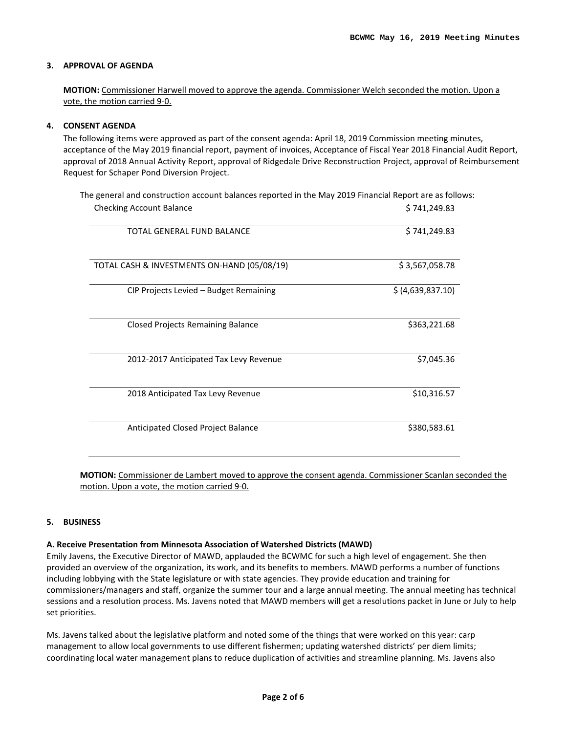### 3. APPROVAL OF AGENDA

**MOTION:** Commissioner Harwell moved to approve the agenda. Commissioner Welch seconded the motion. Upon a vote, the motion carried 9-0.

### 4. CONSENT AGENDA

The following items were approved as part of the consent agenda: April 18, 2019 Commission meeting minutes, acceptance of the May 2019 financial report, payment of invoices, Acceptance of Fiscal Year 2018 Financial Audit Report, approval of 2018 Annual Activity Report, approval of Ridgedale Drive Reconstruction Project, approval of Reimbursement Request for Schaper Pond Diversion Project.

The general and construction account balances reported in the May 2019 Financial Report are as follows:

| | |
|---|---|
| Checking Account Balance | $ 741,249.83 |
| TOTAL GENERAL FUND BALANCE | $ 741,249.83 |
| TOTAL CASH & INVESTMENTS ON-HAND (05/08/19) | $ 3,567,058.78 |
| CIP Projects Levied – Budget Remaining | $ (4,639,837.10) |
| Closed Projects Remaining Balance | $363,221.68 |
| 2012-2017 Anticipated Tax Levy Revenue | $7,045.36 |
| 2018 Anticipated Tax Levy Revenue | $10,316.57 |
| Anticipated Closed Project Balance | $380,583.61 |

**MOTION:** Commissioner de Lambert moved to approve the consent agenda. Commissioner Scanlan seconded the motion. Upon a vote, the motion carried 9-0.

### 5. BUSINESS

**A. Receive Presentation from Minnesota Association of Watershed Districts (MAWD)**

Emily Javens, the Executive Director of MAWD, applauded the BCWMC for such a high level of engagement. She then provided an overview of the organization, its work, and its benefits to members. MAWD performs a number of functions including lobbying with the State legislature or with state agencies. They provide education and training for commissioners/managers and staff, organize the summer tour and a large annual meeting. The annual meeting has technical sessions and a resolution process. Ms. Javens noted that MAWD members will get a resolutions packet in June or July to help set priorities.

Ms. Javens talked about the legislative platform and noted some of the things that were worked on this year: carp management to allow local governments to use different fishermen; updating watershed districts' per diem limits; coordinating local water management plans to reduce duplication of activities and streamline planning. Ms. Javens also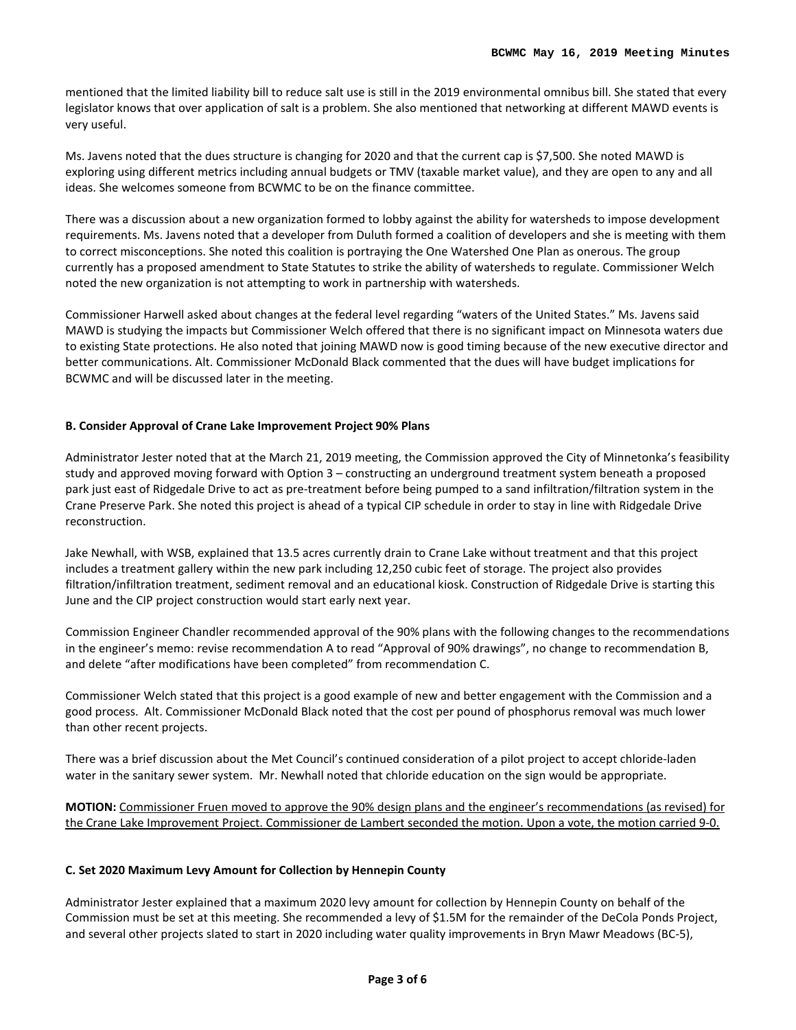mentioned that the limited liability bill to reduce salt use is still in the 2019 environmental omnibus bill. She stated that every legislator knows that over application of salt is a problem. She also mentioned that networking at different MAWD events is very useful.

Ms. Javens noted that the dues structure is changing for 2020 and that the current cap is $7,500. She noted MAWD is exploring using different metrics including annual budgets or TMV (taxable market value), and they are open to any and all ideas. She welcomes someone from BCWMC to be on the finance committee.

There was a discussion about a new organization formed to lobby against the ability for watersheds to impose development requirements. Ms. Javens noted that a developer from Duluth formed a coalition of developers and she is meeting with them to correct misconceptions. She noted this coalition is portraying the One Watershed One Plan as onerous. The group currently has a proposed amendment to State Statutes to strike the ability of watersheds to regulate. Commissioner Welch noted the new organization is not attempting to work in partnership with watersheds.

Commissioner Harwell asked about changes at the federal level regarding "waters of the United States." Ms. Javens said MAWD is studying the impacts but Commissioner Welch offered that there is no significant impact on Minnesota waters due to existing State protections. He also noted that joining MAWD now is good timing because of the new executive director and better communications. Alt. Commissioner McDonald Black commented that the dues will have budget implications for BCWMC and will be discussed later in the meeting.

**B. Consider Approval of Crane Lake Improvement Project 90% Plans**

Administrator Jester noted that at the March 21, 2019 meeting, the Commission approved the City of Minnetonka's feasibility study and approved moving forward with Option 3 – constructing an underground treatment system beneath a proposed park just east of Ridgedale Drive to act as pre-treatment before being pumped to a sand infiltration/filtration system in the Crane Preserve Park. She noted this project is ahead of a typical CIP schedule in order to stay in line with Ridgedale Drive reconstruction.

Jake Newhall, with WSB, explained that 13.5 acres currently drain to Crane Lake without treatment and that this project includes a treatment gallery within the new park including 12,250 cubic feet of storage. The project also provides filtration/infiltration treatment, sediment removal and an educational kiosk. Construction of Ridgedale Drive is starting this June and the CIP project construction would start early next year.

Commission Engineer Chandler recommended approval of the 90% plans with the following changes to the recommendations in the engineer's memo: revise recommendation A to read "Approval of 90% drawings", no change to recommendation B, and delete "after modifications have been completed" from recommendation C.

Commissioner Welch stated that this project is a good example of new and better engagement with the Commission and a good process. Alt. Commissioner McDonald Black noted that the cost per pound of phosphorus removal was much lower than other recent projects.

There was a brief discussion about the Met Council's continued consideration of a pilot project to accept chloride-laden water in the sanitary sewer system. Mr. Newhall noted that chloride education on the sign would be appropriate.

**MOTION:** Commissioner Fruen moved to approve the 90% design plans and the engineer's recommendations (as revised) for the Crane Lake Improvement Project. Commissioner de Lambert seconded the motion. Upon a vote, the motion carried 9-0.

**C. Set 2020 Maximum Levy Amount for Collection by Hennepin County**

Administrator Jester explained that a maximum 2020 levy amount for collection by Hennepin County on behalf of the Commission must be set at this meeting. She recommended a levy of $1.5M for the remainder of the DeCola Ponds Project, and several other projects slated to start in 2020 including water quality improvements in Bryn Mawr Meadows (BC-5),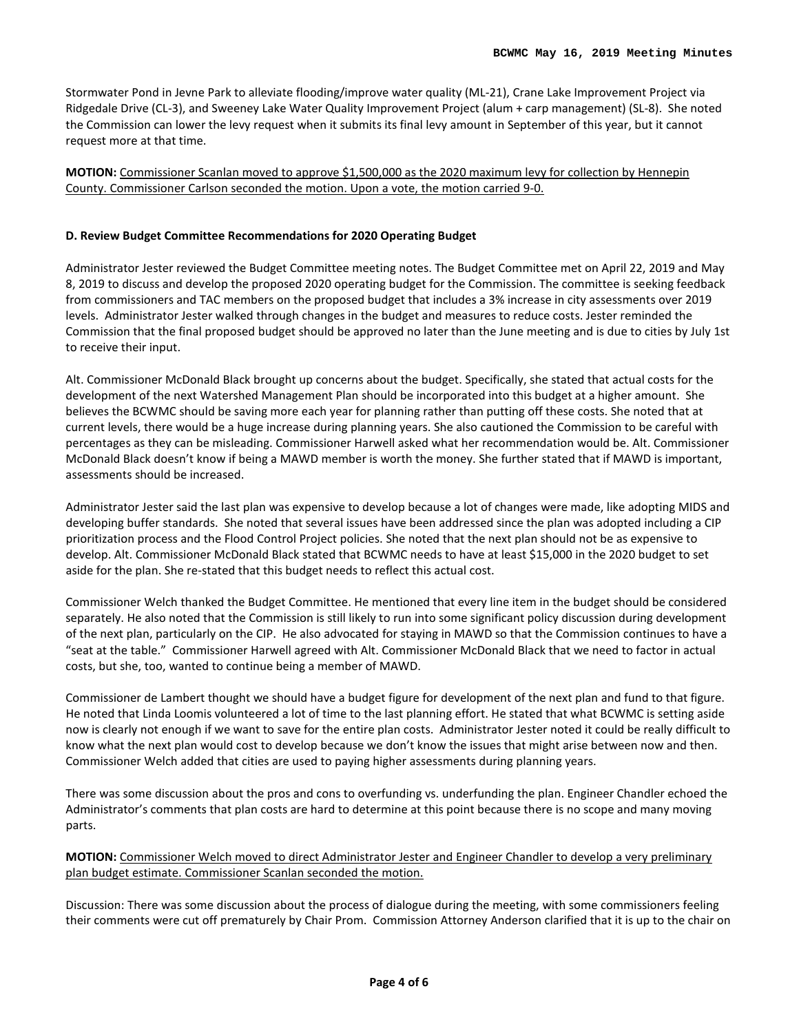Stormwater Pond in Jevne Park to alleviate flooding/improve water quality (ML-21), Crane Lake Improvement Project via Ridgedale Drive (CL-3), and Sweeney Lake Water Quality Improvement Project (alum + carp management) (SL-8). She noted the Commission can lower the levy request when it submits its final levy amount in September of this year, but it cannot request more at that time.

**MOTION:** Commissioner Scanlan moved to approve $1,500,000 as the 2020 maximum levy for collection by Hennepin County. Commissioner Carlson seconded the motion. Upon a vote, the motion carried 9-0.

**D. Review Budget Committee Recommendations for 2020 Operating Budget**

Administrator Jester reviewed the Budget Committee meeting notes. The Budget Committee met on April 22, 2019 and May 8, 2019 to discuss and develop the proposed 2020 operating budget for the Commission. The committee is seeking feedback from commissioners and TAC members on the proposed budget that includes a 3% increase in city assessments over 2019 levels. Administrator Jester walked through changes in the budget and measures to reduce costs. Jester reminded the Commission that the final proposed budget should be approved no later than the June meeting and is due to cities by July 1st to receive their input.

Alt. Commissioner McDonald Black brought up concerns about the budget. Specifically, she stated that actual costs for the development of the next Watershed Management Plan should be incorporated into this budget at a higher amount. She believes the BCWMC should be saving more each year for planning rather than putting off these costs. She noted that at current levels, there would be a huge increase during planning years. She also cautioned the Commission to be careful with percentages as they can be misleading. Commissioner Harwell asked what her recommendation would be. Alt. Commissioner McDonald Black doesn't know if being a MAWD member is worth the money. She further stated that if MAWD is important, assessments should be increased.

Administrator Jester said the last plan was expensive to develop because a lot of changes were made, like adopting MIDS and developing buffer standards. She noted that several issues have been addressed since the plan was adopted including a CIP prioritization process and the Flood Control Project policies. She noted that the next plan should not be as expensive to develop. Alt. Commissioner McDonald Black stated that BCWMC needs to have at least $15,000 in the 2020 budget to set aside for the plan. She re-stated that this budget needs to reflect this actual cost.

Commissioner Welch thanked the Budget Committee. He mentioned that every line item in the budget should be considered separately. He also noted that the Commission is still likely to run into some significant policy discussion during development of the next plan, particularly on the CIP. He also advocated for staying in MAWD so that the Commission continues to have a "seat at the table." Commissioner Harwell agreed with Alt. Commissioner McDonald Black that we need to factor in actual costs, but she, too, wanted to continue being a member of MAWD.

Commissioner de Lambert thought we should have a budget figure for development of the next plan and fund to that figure. He noted that Linda Loomis volunteered a lot of time to the last planning effort. He stated that what BCWMC is setting aside now is clearly not enough if we want to save for the entire plan costs. Administrator Jester noted it could be really difficult to know what the next plan would cost to develop because we don't know the issues that might arise between now and then. Commissioner Welch added that cities are used to paying higher assessments during planning years.

There was some discussion about the pros and cons to overfunding vs. underfunding the plan. Engineer Chandler echoed the Administrator's comments that plan costs are hard to determine at this point because there is no scope and many moving parts.

**MOTION:** Commissioner Welch moved to direct Administrator Jester and Engineer Chandler to develop a very preliminary plan budget estimate. Commissioner Scanlan seconded the motion.

Discussion: There was some discussion about the process of dialogue during the meeting, with some commissioners feeling their comments were cut off prematurely by Chair Prom. Commission Attorney Anderson clarified that it is up to the chair on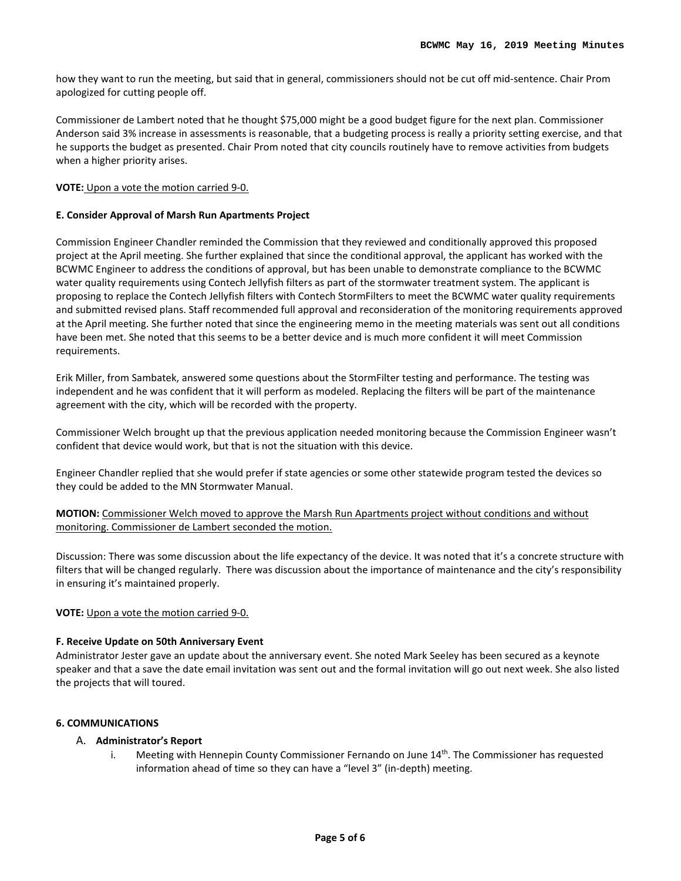how they want to run the meeting, but said that in general, commissioners should not be cut off mid-sentence. Chair Prom apologized for cutting people off.

Commissioner de Lambert noted that he thought $75,000 might be a good budget figure for the next plan. Commissioner Anderson said 3% increase in assessments is reasonable, that a budgeting process is really a priority setting exercise, and that he supports the budget as presented. Chair Prom noted that city councils routinely have to remove activities from budgets when a higher priority arises.

**VOTE:** Upon a vote the motion carried 9-0.

**E. Consider Approval of Marsh Run Apartments Project**

Commission Engineer Chandler reminded the Commission that they reviewed and conditionally approved this proposed project at the April meeting. She further explained that since the conditional approval, the applicant has worked with the BCWMC Engineer to address the conditions of approval, but has been unable to demonstrate compliance to the BCWMC water quality requirements using Contech Jellyfish filters as part of the stormwater treatment system. The applicant is proposing to replace the Contech Jellyfish filters with Contech StormFilters to meet the BCWMC water quality requirements and submitted revised plans. Staff recommended full approval and reconsideration of the monitoring requirements approved at the April meeting. She further noted that since the engineering memo in the meeting materials was sent out all conditions have been met. She noted that this seems to be a better device and is much more confident it will meet Commission requirements.

Erik Miller, from Sambatek, answered some questions about the StormFilter testing and performance. The testing was independent and he was confident that it will perform as modeled. Replacing the filters will be part of the maintenance agreement with the city, which will be recorded with the property.

Commissioner Welch brought up that the previous application needed monitoring because the Commission Engineer wasn't confident that device would work, but that is not the situation with this device.

Engineer Chandler replied that she would prefer if state agencies or some other statewide program tested the devices so they could be added to the MN Stormwater Manual.

**MOTION:** Commissioner Welch moved to approve the Marsh Run Apartments project without conditions and without monitoring. Commissioner de Lambert seconded the motion.

Discussion: There was some discussion about the life expectancy of the device. It was noted that it's a concrete structure with filters that will be changed regularly. There was discussion about the importance of maintenance and the city's responsibility in ensuring it's maintained properly.

**VOTE:** Upon a vote the motion carried 9-0.

**F. Receive Update on 50th Anniversary Event**

Administrator Jester gave an update about the anniversary event. She noted Mark Seeley has been secured as a keynote speaker and that a save the date email invitation was sent out and the formal invitation will go out next week. She also listed the projects that will toured.

**6. COMMUNICATIONS**

A. **Administrator's Report**

   i. Meeting with Hennepin County Commissioner Fernando on June 14th. The Commissioner has requested information ahead of time so they can have a "level 3" (in-depth) meeting.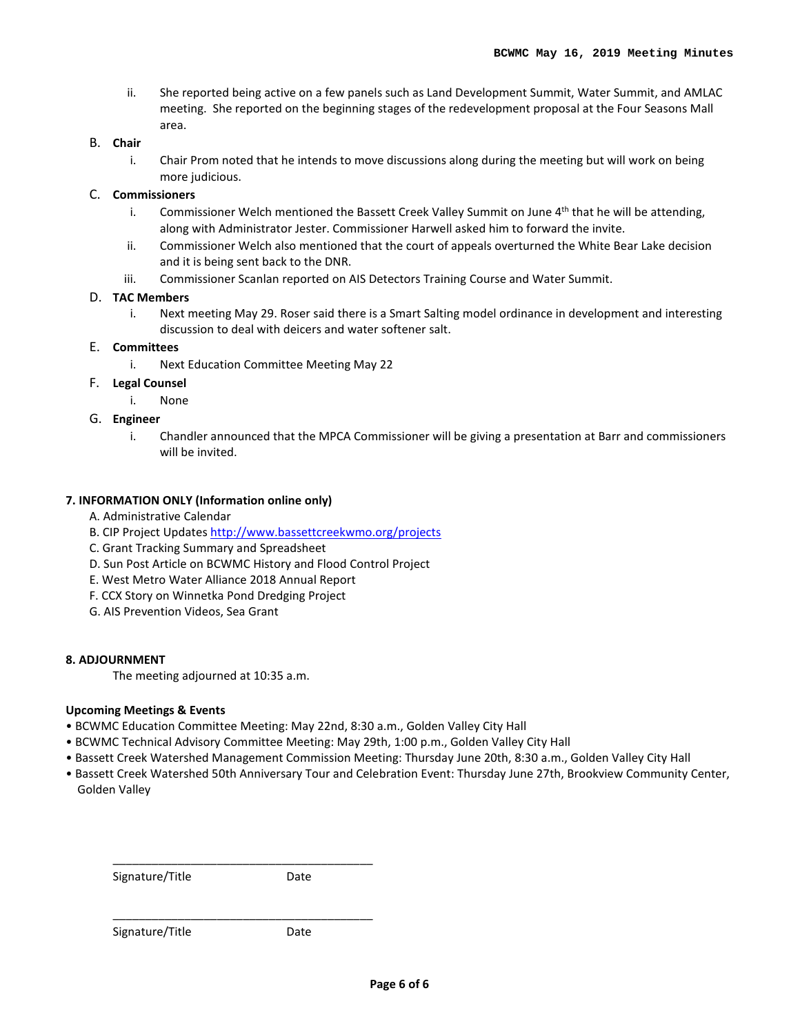ii. She reported being active on a few panels such as Land Development Summit, Water Summit, and AMLAC meeting. She reported on the beginning stages of the redevelopment proposal at the Four Seasons Mall area.

B. **Chair**

i. Chair Prom noted that he intends to move discussions along during the meeting but will work on being more judicious.

C. **Commissioners**

i. Commissioner Welch mentioned the Bassett Creek Valley Summit on June 4th that he will be attending, along with Administrator Jester. Commissioner Harwell asked him to forward the invite.

ii. Commissioner Welch also mentioned that the court of appeals overturned the White Bear Lake decision and it is being sent back to the DNR.

iii. Commissioner Scanlan reported on AIS Detectors Training Course and Water Summit.

D. **TAC Members**

i. Next meeting May 29. Roser said there is a Smart Salting model ordinance in development and interesting discussion to deal with deicers and water softener salt.

E. **Committees**

i. Next Education Committee Meeting May 22

F. **Legal Counsel**

i. None

G. **Engineer**

i. Chandler announced that the MPCA Commissioner will be giving a presentation at Barr and commissioners will be invited.

**7. INFORMATION ONLY (Information online only)**

A. Administrative Calendar
B. CIP Project Updates http://www.bassettcreekwmo.org/projects
C. Grant Tracking Summary and Spreadsheet
D. Sun Post Article on BCWMC History and Flood Control Project
E. West Metro Water Alliance 2018 Annual Report
F. CCX Story on Winnetka Pond Dredging Project
G. AIS Prevention Videos, Sea Grant

**8. ADJOURNMENT**

The meeting adjourned at 10:35 a.m.

**Upcoming Meetings & Events**

- BCWMC Education Committee Meeting: May 22nd, 8:30 a.m., Golden Valley City Hall
- BCWMC Technical Advisory Committee Meeting: May 29th, 1:00 p.m., Golden Valley City Hall
- Bassett Creek Watershed Management Commission Meeting: Thursday June 20th, 8:30 a.m., Golden Valley City Hall
- Bassett Creek Watershed 50th Anniversary Tour and Celebration Event: Thursday June 27th, Brookview Community Center, Golden Valley

\_\_\_\_\_\_\_\_\_\_\_\_\_\_\_\_\_\_\_\_\_\_\_\_\_\_\_\_\_\_\_\_\_\_\_\_\_\_\_\_\_\_

Signature/Title Date

\_\_\_\_\_\_\_\_\_\_\_\_\_\_\_\_\_\_\_\_\_\_\_\_\_\_\_\_\_\_\_\_\_\_\_\_\_\_\_\_\_\_

Signature/Title Date